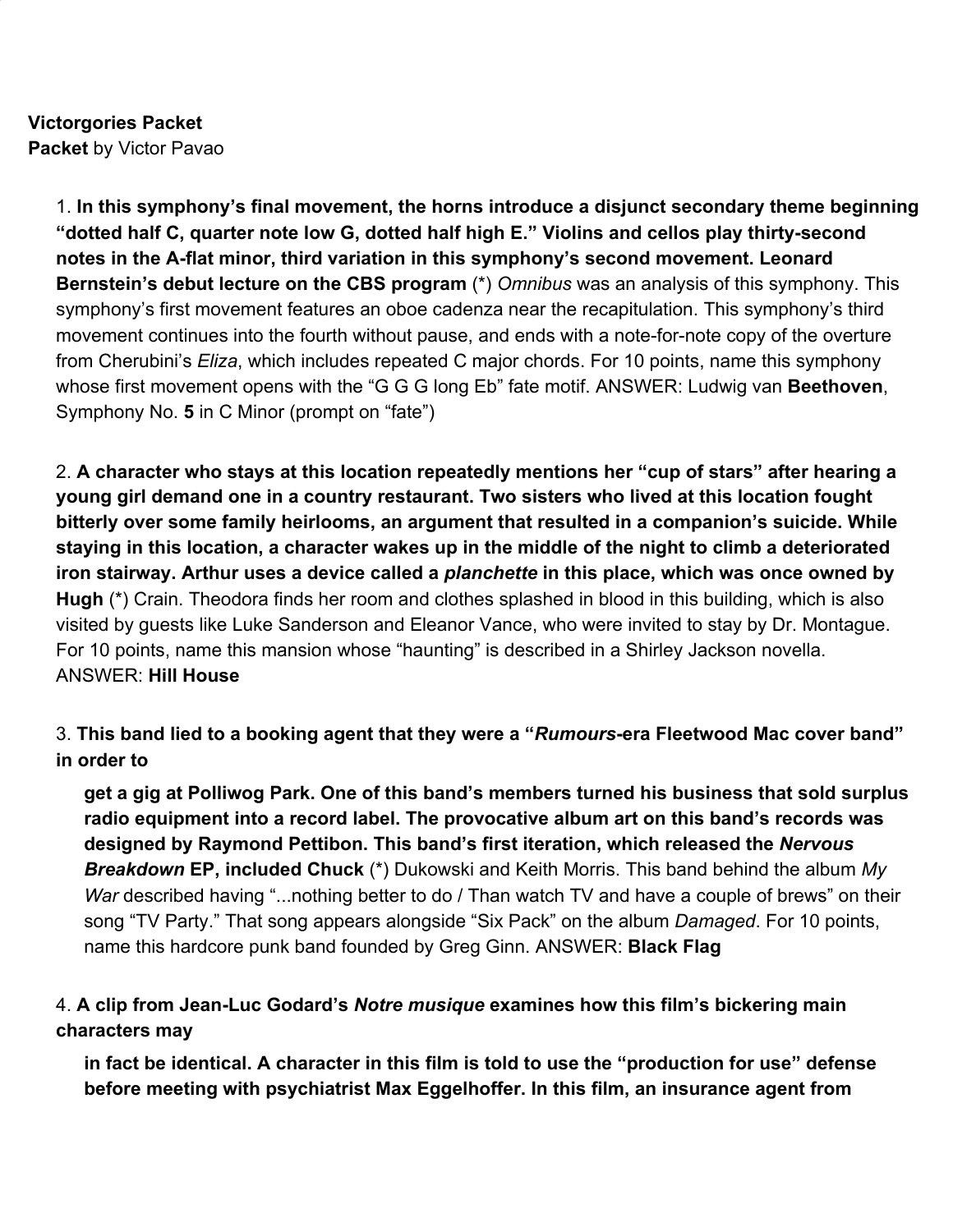**Victorgories Packet**
**Packet** by Victor Pavao

1. **In this symphony's final movement, the horns introduce a disjunct secondary theme beginning "dotted half C, quarter note low G, dotted half high E." Violins and cellos play thirty-second notes in the A-flat minor, third variation in this symphony's second movement. Leonard Bernstein's debut lecture on the CBS program** (*) *Omnibus* was an analysis of this symphony. This symphony's first movement features an oboe cadenza near the recapitulation. This symphony's third movement continues into the fourth without pause, and ends with a note-for-note copy of the overture from Cherubini's *Eliza*, which includes repeated C major chords. For 10 points, name this symphony whose first movement opens with the "G G G long Eb" fate motif. ANSWER: Ludwig van **Beethoven**, Symphony No. **5** in C Minor (prompt on "fate")

2. **A character who stays at this location repeatedly mentions her "cup of stars" after hearing a young girl demand one in a country restaurant. Two sisters who lived at this location fought bitterly over some family heirlooms, an argument that resulted in a companion's suicide. While staying in this location, a character wakes up in the middle of the night to climb a deteriorated iron stairway. Arthur uses a device called a *planchette* in this place, which was once owned by Hugh** (*) Crain. Theodora finds her room and clothes splashed in blood in this building, which is also visited by guests like Luke Sanderson and Eleanor Vance, who were invited to stay by Dr. Montague. For 10 points, name this mansion whose "haunting" is described in a Shirley Jackson novella. ANSWER: **Hill House**

3. **This band lied to a booking agent that they were a "*Rumours*-era Fleetwood Mac cover band" in order to get a gig at Polliwog Park. One of this band's members turned his business that sold surplus radio equipment into a record label. The provocative album art on this band's records was designed by Raymond Pettibon. This band's first iteration, which released the *Nervous Breakdown* EP, included Chuck** (*) Dukowski and Keith Morris. This band behind the album *My War* described having "...nothing better to do / Than watch TV and have a couple of brews" on their song "TV Party." That song appears alongside "Six Pack" on the album *Damaged*. For 10 points, name this hardcore punk band founded by Greg Ginn. ANSWER: **Black Flag**

4. **A clip from Jean-Luc Godard's *Notre musique* examines how this film's bickering main characters may in fact be identical. A character in this film is told to use the "production for use" defense before meeting with psychiatrist Max Eggelhoffer. In this film, an insurance agent from**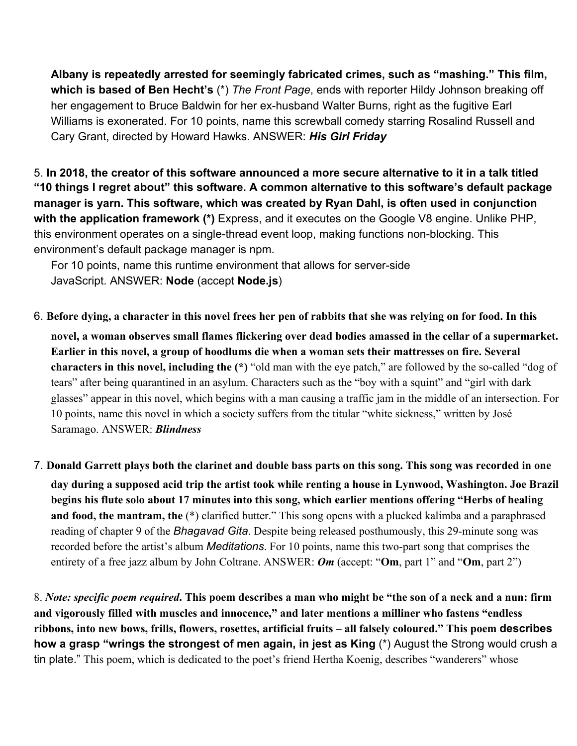**Albany is repeatedly arrested for seemingly fabricated crimes, such as "mashing." This film, which is based of Ben Hecht's** (*) *The Front Page*, ends with reporter Hildy Johnson breaking off her engagement to Bruce Baldwin for her ex-husband Walter Burns, right as the fugitive Earl Williams is exonerated. For 10 points, name this screwball comedy starring Rosalind Russell and Cary Grant, directed by Howard Hawks. ANSWER: ***His Girl Friday***

5. **In 2018, the creator of this software announced a more secure alternative to it in a talk titled "10 things I regret about" this software. A common alternative to this software's default package manager is yarn. This software, which was created by Ryan Dahl, is often used in conjunction with the application framework (*)** Express, and it executes on the Google V8 engine. Unlike PHP, this environment operates on a single-thread event loop, making functions non-blocking. This environment's default package manager is npm.
For 10 points, name this runtime environment that allows for server-side JavaScript. ANSWER: **Node** (accept **Node.js**)

6. **Before dying, a character in this novel frees her pen of rabbits that she was relying on for food. In this novel, a woman observes small flames flickering over dead bodies amassed in the cellar of a supermarket. Earlier in this novel, a group of hoodlums die when a woman sets their mattresses on fire. Several characters in this novel, including the (*)** "old man with the eye patch," are followed by the so-called "dog of tears" after being quarantined in an asylum. Characters such as the "boy with a squint" and "girl with dark glasses" appear in this novel, which begins with a man causing a traffic jam in the middle of an intersection. For 10 points, name this novel in which a society suffers from the titular "white sickness," written by José Saramago. ANSWER: ***Blindness***

7. **Donald Garrett plays both the clarinet and double bass parts on this song. This song was recorded in one day during a supposed acid trip the artist took while renting a house in Lynwood, Washington. Joe Brazil begins his flute solo about 17 minutes into this song, which earlier mentions offering "Herbs of healing and food, the mantram, the** (*) clarified butter." This song opens with a plucked kalimba and a paraphrased reading of chapter 9 of the *Bhagavad Gita*. Despite being released posthumously, this 29-minute song was recorded before the artist's album *Meditations*. For 10 points, name this two-part song that comprises the entirety of a free jazz album by John Coltrane. ANSWER: ***Om*** (accept: "**Om**, part 1" and "**Om**, part 2")

8. ***Note: specific poem required*. This poem describes a man who might be "the son of a neck and a nun: firm and vigorously filled with muscles and innocence," and later mentions a milliner who fastens "endless ribbons, into new bows, frills, flowers, rosettes, artificial fruits – all falsely coloured." This poem describes how a grasp "wrings the strongest of men again, in jest as King** (*) August the Strong would crush a tin plate." This poem, which is dedicated to the poet's friend Hertha Koenig, describes "wanderers" whose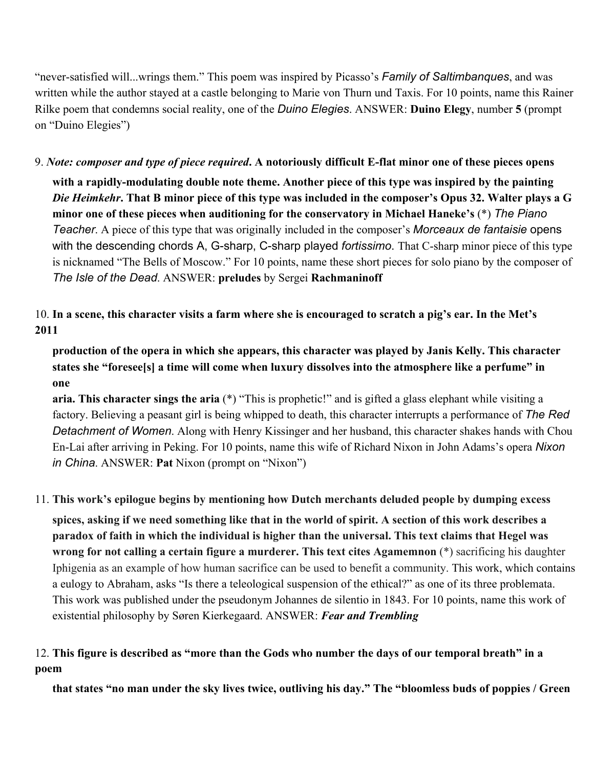"never-satisfied will...wrings them." This poem was inspired by Picasso's *Family of Saltimbanques*, and was written while the author stayed at a castle belonging to Marie von Thurn und Taxis. For 10 points, name this Rainer Rilke poem that condemns social reality, one of the *Duino Elegies*. ANSWER: **Duino Elegy**, number **5** (prompt on "Duino Elegies")

9. ***Note: composer and type of piece required*. A notoriously difficult E-flat minor one of these pieces opens with a rapidly-modulating double note theme. Another piece of this type was inspired by the painting *Die Heimkehr*. That B minor piece of this type was included in the composer's Opus 32. Walter plays a G minor one of these pieces when auditioning for the conservatory in Michael Haneke's** (*) *The Piano Teacher*. A piece of this type that was originally included in the composer's *Morceaux de fantaisie* opens with the descending chords A, G-sharp, C-sharp played *fortissimo*. That C-sharp minor piece of this type is nicknamed "The Bells of Moscow." For 10 points, name these short pieces for solo piano by the composer of *The Isle of the Dead*. ANSWER: **preludes** by Sergei **Rachmaninoff**

10. **In a scene, this character visits a farm where she is encouraged to scratch a pig's ear. In the Met's 2011 production of the opera in which she appears, this character was played by Janis Kelly. This character states she "foresee[s] a time will come when luxury dissolves into the atmosphere like a perfume" in one aria. This character sings the aria** (*) "This is prophetic!" and is gifted a glass elephant while visiting a factory. Believing a peasant girl is being whipped to death, this character interrupts a performance of *The Red Detachment of Women*. Along with Henry Kissinger and her husband, this character shakes hands with Chou En-Lai after arriving in Peking. For 10 points, name this wife of Richard Nixon in John Adams's opera *Nixon in China*. ANSWER: **Pat** Nixon (prompt on "Nixon")

11. **This work's epilogue begins by mentioning how Dutch merchants deluded people by dumping excess spices, asking if we need something like that in the world of spirit. A section of this work describes a paradox of faith in which the individual is higher than the universal. This text claims that Hegel was wrong for not calling a certain figure a murderer. This text cites Agamemnon** (*) sacrificing his daughter Iphigenia as an example of how human sacrifice can be used to benefit a community. This work, which contains a eulogy to Abraham, asks "Is there a teleological suspension of the ethical?" as one of its three problemata. This work was published under the pseudonym Johannes de silentio in 1843. For 10 points, name this work of existential philosophy by Søren Kierkegaard. ANSWER: ***Fear and Trembling***

12. **This figure is described as "more than the Gods who number the days of our temporal breath" in a poem that states "no man under the sky lives twice, outliving his day." The "bloomless buds of poppies / Green**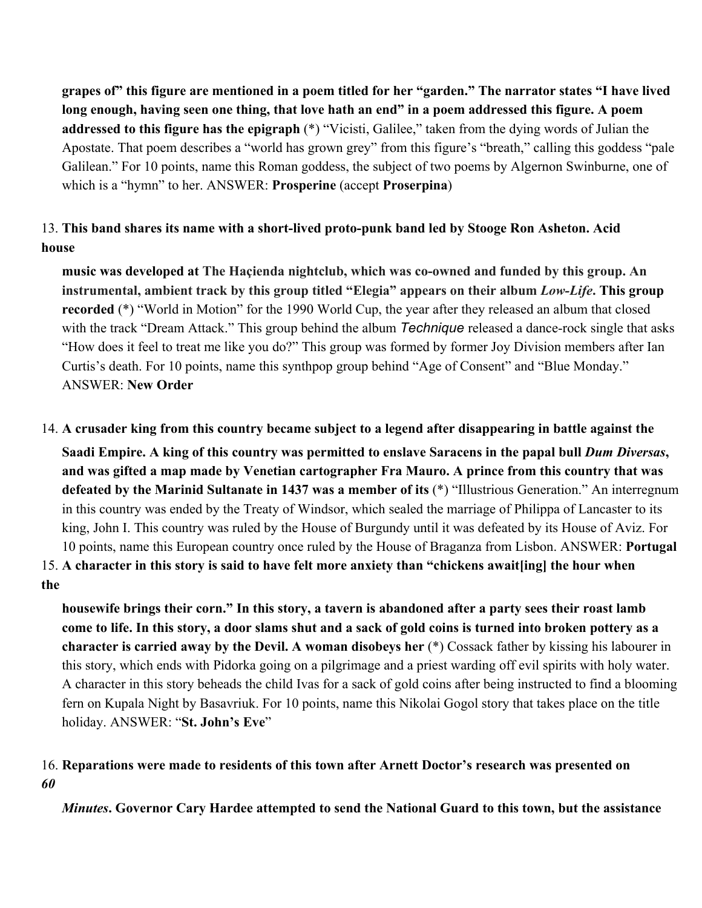**grapes of" this figure are mentioned in a poem titled for her "garden." The narrator states "I have lived long enough, having seen one thing, that love hath an end" in a poem addressed this figure. A poem addressed to this figure has the epigraph** (*) "Vicisti, Galilee," taken from the dying words of Julian the Apostate. That poem describes a "world has grown grey" from this figure's "breath," calling this goddess "pale Galilean." For 10 points, name this Roman goddess, the subject of two poems by Algernon Swinburne, one of which is a "hymn" to her. ANSWER: **Prosperine** (accept **Proserpina**)

13. **This band shares its name with a short-lived proto-punk band led by Stooge Ron Asheton. Acid house music was developed at The Haçienda nightclub, which was co-owned and funded by this group. An instrumental, ambient track by this group titled "Elegia" appears on their album *Low-Life*. This group recorded** (*) "World in Motion" for the 1990 World Cup, the year after they released an album that closed with the track "Dream Attack." This group behind the album *Technique* released a dance-rock single that asks "How does it feel to treat me like you do?" This group was formed by former Joy Division members after Ian Curtis's death. For 10 points, name this synthpop group behind "Age of Consent" and "Blue Monday." ANSWER: **New Order**

14. **A crusader king from this country became subject to a legend after disappearing in battle against the Saadi Empire. A king of this country was permitted to enslave Saracens in the papal bull *Dum Diversas*, and was gifted a map made by Venetian cartographer Fra Mauro. A prince from this country that was defeated by the Marinid Sultanate in 1437 was a member of its** (*) "Illustrious Generation." An interregnum in this country was ended by the Treaty of Windsor, which sealed the marriage of Philippa of Lancaster to its king, John I. This country was ruled by the House of Burgundy until it was defeated by its House of Aviz. For 10 points, name this European country once ruled by the House of Braganza from Lisbon. ANSWER: **Portugal**

15. **A character in this story is said to have felt more anxiety than "chickens await[ing] the hour when the housewife brings their corn." In this story, a tavern is abandoned after a party sees their roast lamb come to life. In this story, a door slams shut and a sack of gold coins is turned into broken pottery as a character is carried away by the Devil. A woman disobeys her** (*) Cossack father by kissing his labourer in this story, which ends with Pidorka going on a pilgrimage and a priest warding off evil spirits with holy water. A character in this story beheads the child Ivas for a sack of gold coins after being instructed to find a blooming fern on Kupala Night by Basavriuk. For 10 points, name this Nikolai Gogol story that takes place on the title holiday. ANSWER: "**St. John's Eve**"

16. **Reparations were made to residents of this town after Arnett Doctor's research was presented on *60 Minutes*. Governor Cary Hardee attempted to send the National Guard to this town, but the assistance**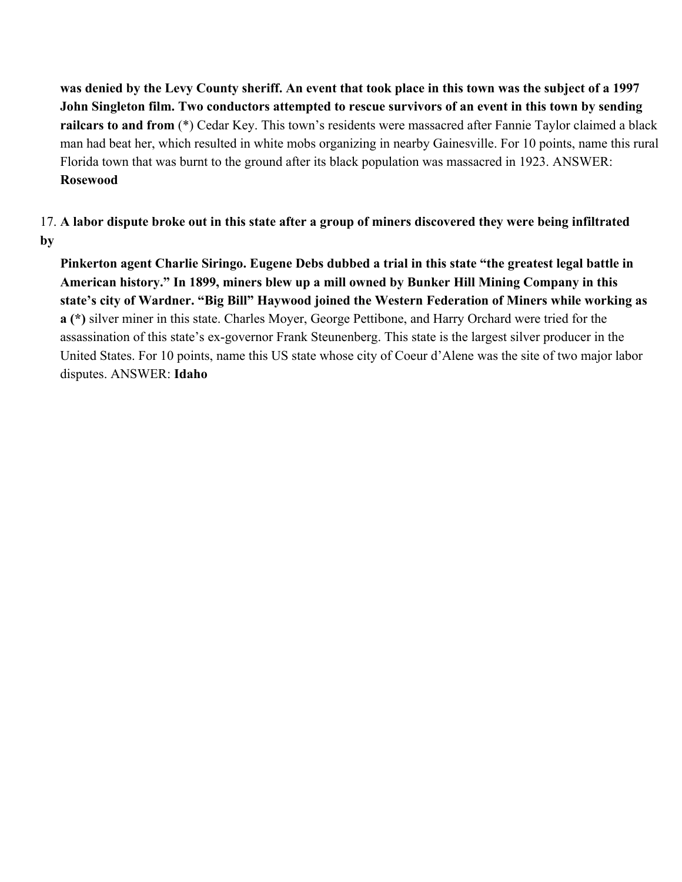**was denied by the Levy County sheriff. An event that took place in this town was the subject of a 1997 John Singleton film. Two conductors attempted to rescue survivors of an event in this town by sending railcars to and from** (*) Cedar Key. This town's residents were massacred after Fannie Taylor claimed a black man had beat her, which resulted in white mobs organizing in nearby Gainesville. For 10 points, name this rural Florida town that was burnt to the ground after its black population was massacred in 1923. ANSWER: **Rosewood**

17. **A labor dispute broke out in this state after a group of miners discovered they were being infiltrated by Pinkerton agent Charlie Siringo. Eugene Debs dubbed a trial in this state "the greatest legal battle in American history." In 1899, miners blew up a mill owned by Bunker Hill Mining Company in this state's city of Wardner. "Big Bill" Haywood joined the Western Federation of Miners while working as a (*)** silver miner in this state. Charles Moyer, George Pettibone, and Harry Orchard were tried for the assassination of this state's ex-governor Frank Steunenberg. This state is the largest silver producer in the United States. For 10 points, name this US state whose city of Coeur d'Alene was the site of two major labor disputes. ANSWER: **Idaho**